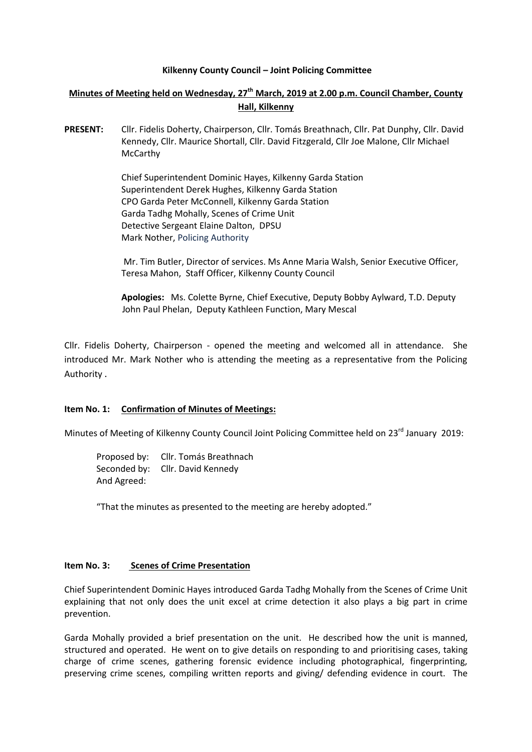**Kilkenny County Council – Joint Policing Committee**

**Minutes of Meeting held on Wednesday, 27th March, 2019 at 2.00 p.m. Council Chamber, County Hall, Kilkenny**

**PRESENT:** Cllr. Fidelis Doherty, Chairperson, Cllr. Tomás Breathnach, Cllr. Pat Dunphy, Cllr. David Kennedy, Cllr. Maurice Shortall, Cllr. David Fitzgerald, Cllr Joe Malone, Cllr Michael McCarthy

Chief Superintendent Dominic Hayes, Kilkenny Garda Station
Superintendent Derek Hughes, Kilkenny Garda Station
CPO Garda Peter McConnell, Kilkenny Garda Station
Garda Tadhg Mohally, Scenes of Crime Unit
Detective Sergeant Elaine Dalton, DPSU
Mark Nother, Policing Authority

Mr. Tim Butler, Director of services. Ms Anne Maria Walsh, Senior Executive Officer, Teresa Mahon, Staff Officer, Kilkenny County Council

**Apologies:** Ms. Colette Byrne, Chief Executive, Deputy Bobby Aylward, T.D. Deputy John Paul Phelan, Deputy Kathleen Function, Mary Mescal

Cllr. Fidelis Doherty, Chairperson - opened the meeting and welcomed all in attendance. She introduced Mr. Mark Nother who is attending the meeting as a representative from the Policing Authority .

**Item No. 1: Confirmation of Minutes of Meetings:**

Minutes of Meeting of Kilkenny County Council Joint Policing Committee held on 23rd January 2019:

Proposed by: Cllr. Tomás Breathnach
Seconded by: Cllr. David Kennedy
And Agreed:

"That the minutes as presented to the meeting are hereby adopted."

**Item No. 3: Scenes of Crime Presentation**

Chief Superintendent Dominic Hayes introduced Garda Tadhg Mohally from the Scenes of Crime Unit explaining that not only does the unit excel at crime detection it also plays a big part in crime prevention.

Garda Mohally provided a brief presentation on the unit. He described how the unit is manned, structured and operated. He went on to give details on responding to and prioritising cases, taking charge of crime scenes, gathering forensic evidence including photographical, fingerprinting, preserving crime scenes, compiling written reports and giving/ defending evidence in court. The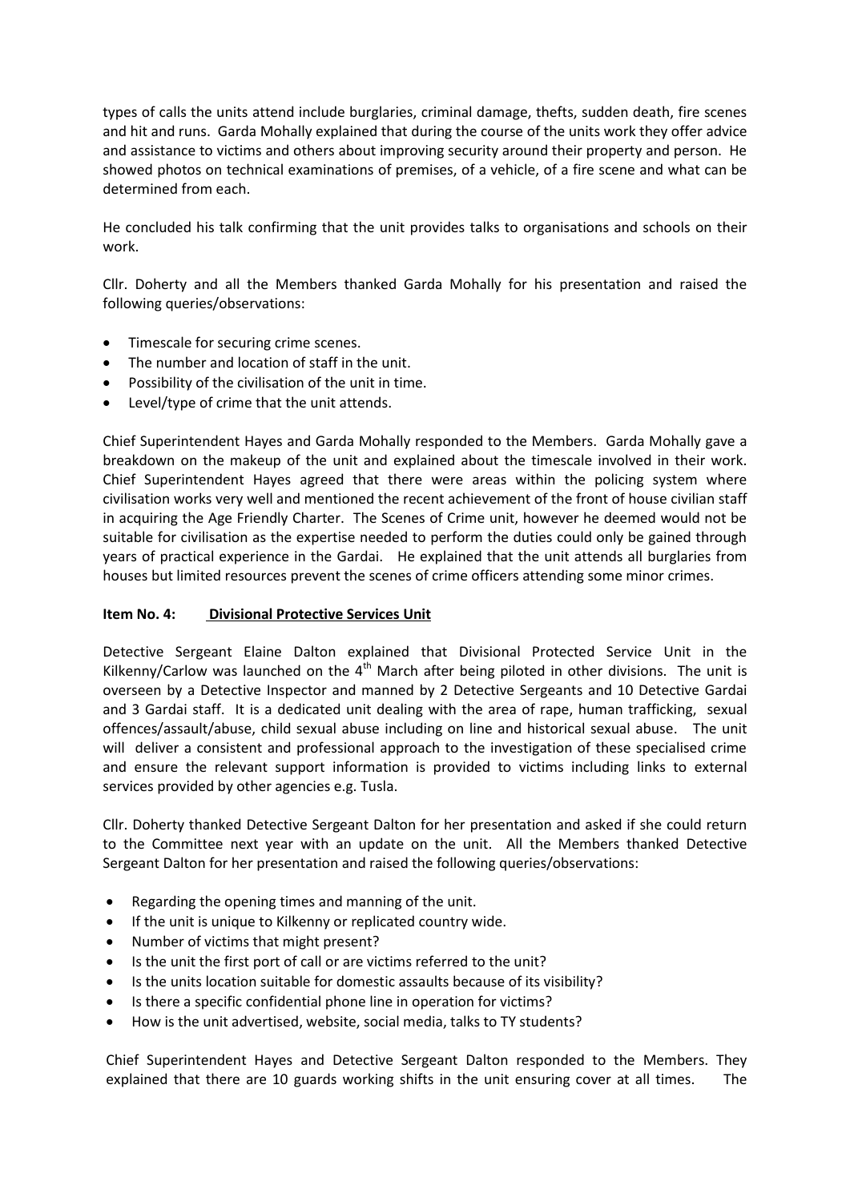types of calls the units attend include burglaries, criminal damage, thefts, sudden death, fire scenes and hit and runs. Garda Mohally explained that during the course of the units work they offer advice and assistance to victims and others about improving security around their property and person. He showed photos on technical examinations of premises, of a vehicle, of a fire scene and what can be determined from each.

He concluded his talk confirming that the unit provides talks to organisations and schools on their work.

Cllr. Doherty and all the Members thanked Garda Mohally for his presentation and raised the following queries/observations:

- Timescale for securing crime scenes.
- The number and location of staff in the unit.
- Possibility of the civilisation of the unit in time.
- Level/type of crime that the unit attends.

Chief Superintendent Hayes and Garda Mohally responded to the Members. Garda Mohally gave a breakdown on the makeup of the unit and explained about the timescale involved in their work. Chief Superintendent Hayes agreed that there were areas within the policing system where civilisation works very well and mentioned the recent achievement of the front of house civilian staff in acquiring the Age Friendly Charter. The Scenes of Crime unit, however he deemed would not be suitable for civilisation as the expertise needed to perform the duties could only be gained through years of practical experience in the Gardai. He explained that the unit attends all burglaries from houses but limited resources prevent the scenes of crime officers attending some minor crimes.

**Item No. 4: Divisional Protective Services Unit**

Detective Sergeant Elaine Dalton explained that Divisional Protected Service Unit in the Kilkenny/Carlow was launched on the 4th March after being piloted in other divisions. The unit is overseen by a Detective Inspector and manned by 2 Detective Sergeants and 10 Detective Gardai and 3 Gardai staff. It is a dedicated unit dealing with the area of rape, human trafficking, sexual offences/assault/abuse, child sexual abuse including on line and historical sexual abuse. The unit will deliver a consistent and professional approach to the investigation of these specialised crime and ensure the relevant support information is provided to victims including links to external services provided by other agencies e.g. Tusla.

Cllr. Doherty thanked Detective Sergeant Dalton for her presentation and asked if she could return to the Committee next year with an update on the unit. All the Members thanked Detective Sergeant Dalton for her presentation and raised the following queries/observations:

- Regarding the opening times and manning of the unit.
- If the unit is unique to Kilkenny or replicated country wide.
- Number of victims that might present?
- Is the unit the first port of call or are victims referred to the unit?
- Is the units location suitable for domestic assaults because of its visibility?
- Is there a specific confidential phone line in operation for victims?
- How is the unit advertised, website, social media, talks to TY students?

Chief Superintendent Hayes and Detective Sergeant Dalton responded to the Members. They explained that there are 10 guards working shifts in the unit ensuring cover at all times. The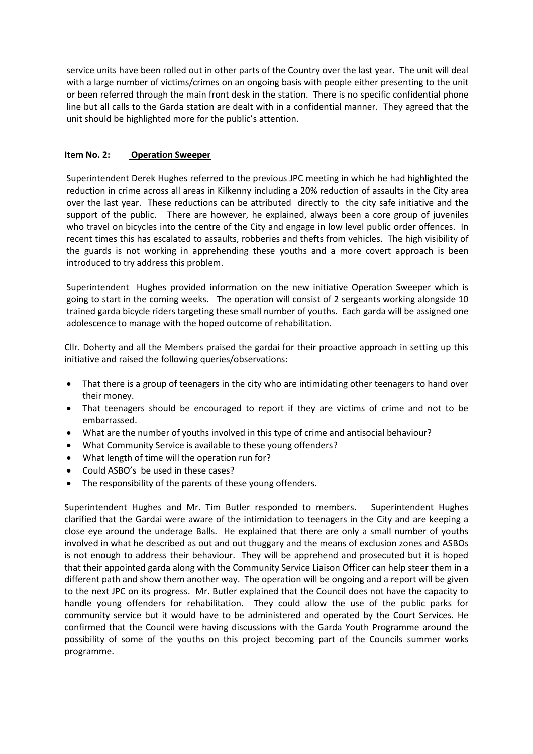service units have been rolled out in other parts of the Country over the last year. The unit will deal with a large number of victims/crimes on an ongoing basis with people either presenting to the unit or been referred through the main front desk in the station. There is no specific confidential phone line but all calls to the Garda station are dealt with in a confidential manner. They agreed that the unit should be highlighted more for the public's attention.

**Item No. 2: Operation Sweeper**

Superintendent Derek Hughes referred to the previous JPC meeting in which he had highlighted the reduction in crime across all areas in Kilkenny including a 20% reduction of assaults in the City area over the last year. These reductions can be attributed directly to the city safe initiative and the support of the public. There are however, he explained, always been a core group of juveniles who travel on bicycles into the centre of the City and engage in low level public order offences. In recent times this has escalated to assaults, robberies and thefts from vehicles. The high visibility of the guards is not working in apprehending these youths and a more covert approach is been introduced to try address this problem.

Superintendent Hughes provided information on the new initiative Operation Sweeper which is going to start in the coming weeks. The operation will consist of 2 sergeants working alongside 10 trained garda bicycle riders targeting these small number of youths. Each garda will be assigned one adolescence to manage with the hoped outcome of rehabilitation.

Cllr. Doherty and all the Members praised the gardai for their proactive approach in setting up this initiative and raised the following queries/observations:

- That there is a group of teenagers in the city who are intimidating other teenagers to hand over their money.
- That teenagers should be encouraged to report if they are victims of crime and not to be embarrassed.
- What are the number of youths involved in this type of crime and antisocial behaviour?
- What Community Service is available to these young offenders?
- What length of time will the operation run for?
- Could ASBO's be used in these cases?
- The responsibility of the parents of these young offenders.

Superintendent Hughes and Mr. Tim Butler responded to members. Superintendent Hughes clarified that the Gardai were aware of the intimidation to teenagers in the City and are keeping a close eye around the underage Balls. He explained that there are only a small number of youths involved in what he described as out and out thuggary and the means of exclusion zones and ASBOs is not enough to address their behaviour. They will be apprehend and prosecuted but it is hoped that their appointed garda along with the Community Service Liaison Officer can help steer them in a different path and show them another way. The operation will be ongoing and a report will be given to the next JPC on its progress. Mr. Butler explained that the Council does not have the capacity to handle young offenders for rehabilitation. They could allow the use of the public parks for community service but it would have to be administered and operated by the Court Services. He confirmed that the Council were having discussions with the Garda Youth Programme around the possibility of some of the youths on this project becoming part of the Councils summer works programme.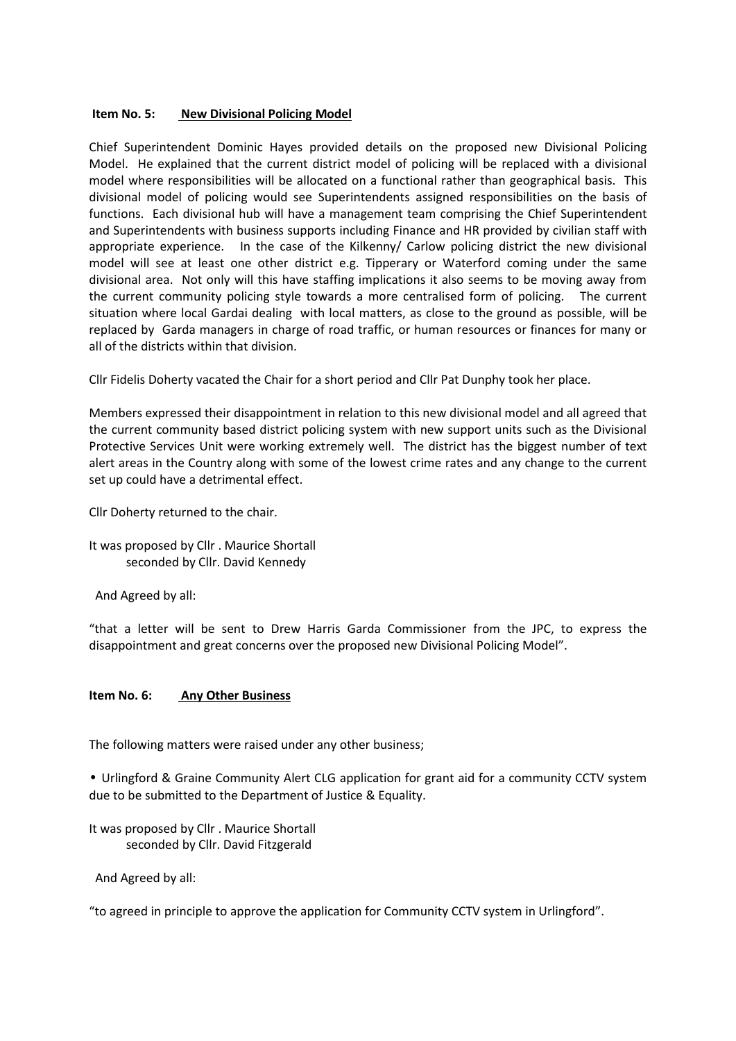**Item No. 5:** **New Divisional Policing Model**

Chief Superintendent Dominic Hayes provided details on the proposed new Divisional Policing Model. He explained that the current district model of policing will be replaced with a divisional model where responsibilities will be allocated on a functional rather than geographical basis. This divisional model of policing would see Superintendents assigned responsibilities on the basis of functions. Each divisional hub will have a management team comprising the Chief Superintendent and Superintendents with business supports including Finance and HR provided by civilian staff with appropriate experience. In the case of the Kilkenny/ Carlow policing district the new divisional model will see at least one other district e.g. Tipperary or Waterford coming under the same divisional area. Not only will this have staffing implications it also seems to be moving away from the current community policing style towards a more centralised form of policing. The current situation where local Gardai dealing with local matters, as close to the ground as possible, will be replaced by Garda managers in charge of road traffic, or human resources or finances for many or all of the districts within that division.

Cllr Fidelis Doherty vacated the Chair for a short period and Cllr Pat Dunphy took her place.

Members expressed their disappointment in relation to this new divisional model and all agreed that the current community based district policing system with new support units such as the Divisional Protective Services Unit were working extremely well. The district has the biggest number of text alert areas in the Country along with some of the lowest crime rates and any change to the current set up could have a detrimental effect.

Cllr Doherty returned to the chair.

It was proposed by Cllr . Maurice Shortall
seconded by Cllr. David Kennedy

And Agreed by all:

"that a letter will be sent to Drew Harris Garda Commissioner from the JPC, to express the disappointment and great concerns over the proposed new Divisional Policing Model".

**Item No. 6:** **Any Other Business**

The following matters were raised under any other business;

- Urlingford & Graine Community Alert CLG application for grant aid for a community CCTV system due to be submitted to the Department of Justice & Equality.

It was proposed by Cllr . Maurice Shortall
seconded by Cllr. David Fitzgerald

And Agreed by all:

"to agreed in principle to approve the application for Community CCTV system in Urlingford".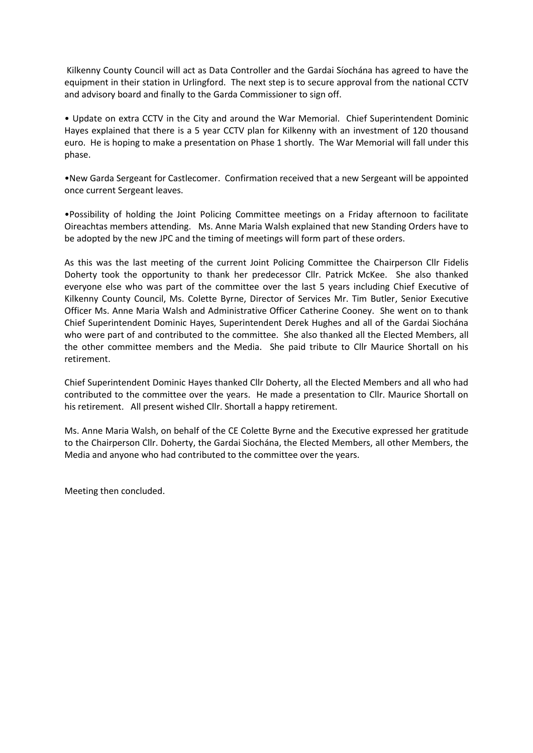Kilkenny County Council will act as Data Controller and the Gardai Síochána has agreed to have the equipment in their station in Urlingford. The next step is to secure approval from the national CCTV and advisory board and finally to the Garda Commissioner to sign off.

- Update on extra CCTV in the City and around the War Memorial. Chief Superintendent Dominic Hayes explained that there is a 5 year CCTV plan for Kilkenny with an investment of 120 thousand euro. He is hoping to make a presentation on Phase 1 shortly. The War Memorial will fall under this phase.

- New Garda Sergeant for Castlecomer. Confirmation received that a new Sergeant will be appointed once current Sergeant leaves.

- Possibility of holding the Joint Policing Committee meetings on a Friday afternoon to facilitate Oireachtas members attending. Ms. Anne Maria Walsh explained that new Standing Orders have to be adopted by the new JPC and the timing of meetings will form part of these orders.

As this was the last meeting of the current Joint Policing Committee the Chairperson Cllr Fidelis Doherty took the opportunity to thank her predecessor Cllr. Patrick McKee. She also thanked everyone else who was part of the committee over the last 5 years including Chief Executive of Kilkenny County Council, Ms. Colette Byrne, Director of Services Mr. Tim Butler, Senior Executive Officer Ms. Anne Maria Walsh and Administrative Officer Catherine Cooney. She went on to thank Chief Superintendent Dominic Hayes, Superintendent Derek Hughes and all of the Gardai Siochána who were part of and contributed to the committee. She also thanked all the Elected Members, all the other committee members and the Media. She paid tribute to Cllr Maurice Shortall on his retirement.

Chief Superintendent Dominic Hayes thanked Cllr Doherty, all the Elected Members and all who had contributed to the committee over the years. He made a presentation to Cllr. Maurice Shortall on his retirement. All present wished Cllr. Shortall a happy retirement.

Ms. Anne Maria Walsh, on behalf of the CE Colette Byrne and the Executive expressed her gratitude to the Chairperson Cllr. Doherty, the Gardai Siochána, the Elected Members, all other Members, the Media and anyone who had contributed to the committee over the years.

Meeting then concluded.